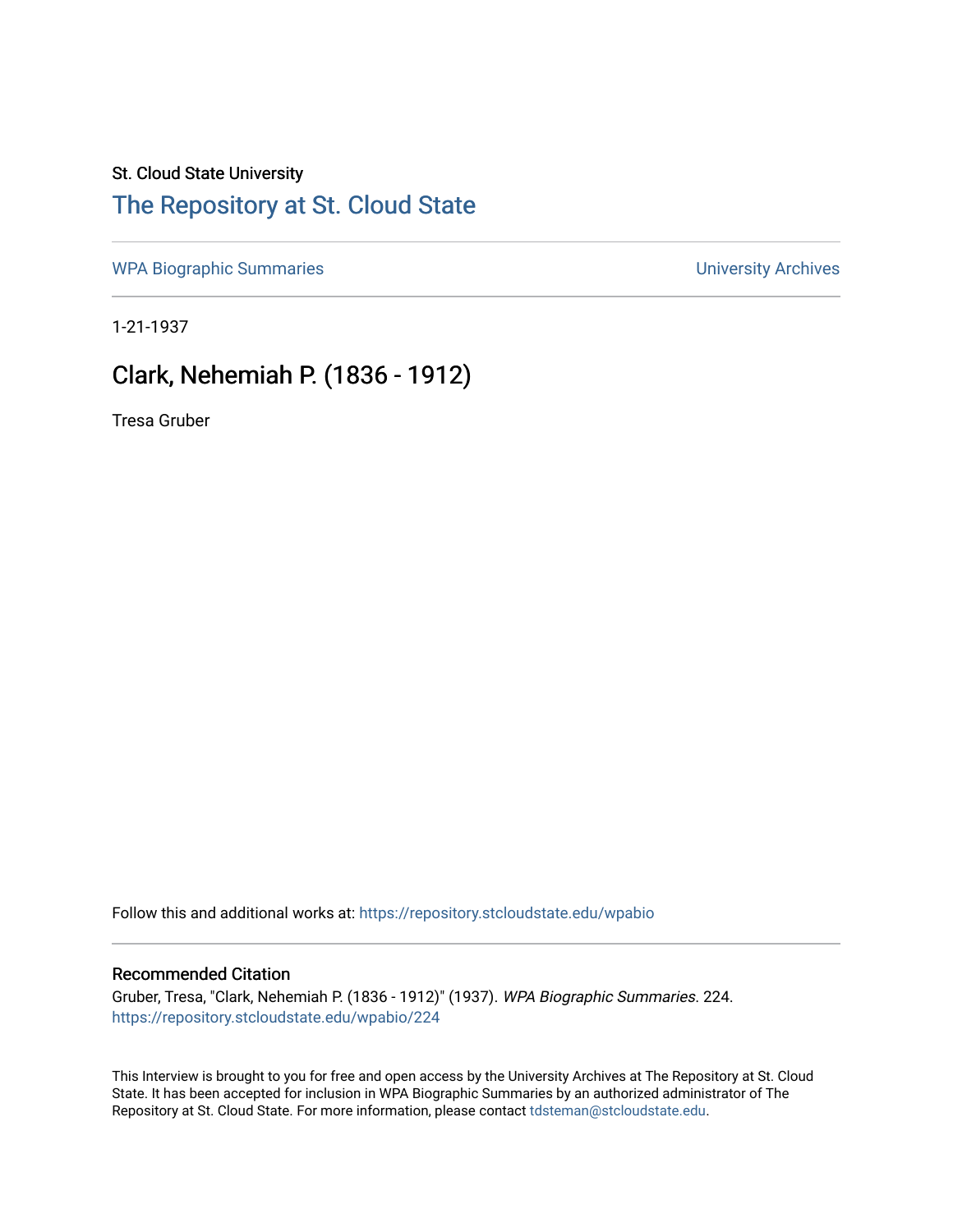St. Cloud State University

# The Repository at St. Cloud State

WPA Biographic Summaries | University Archives

1-21-1937

## Clark, Nehemiah P. (1836 - 1912)

Tresa Gruber

Follow this and additional works at: https://repository.stcloudstate.edu/wpabio

### Recommended Citation

Gruber, Tresa, "Clark, Nehemiah P. (1836 - 1912)" (1937). *WPA Biographic Summaries*. 224.
https://repository.stcloudstate.edu/wpabio/224

This Interview is brought to you for free and open access by the University Archives at The Repository at St. Cloud State. It has been accepted for inclusion in WPA Biographic Summaries by an authorized administrator of The Repository at St. Cloud State. For more information, please contact tdsteman@stcloudstate.edu.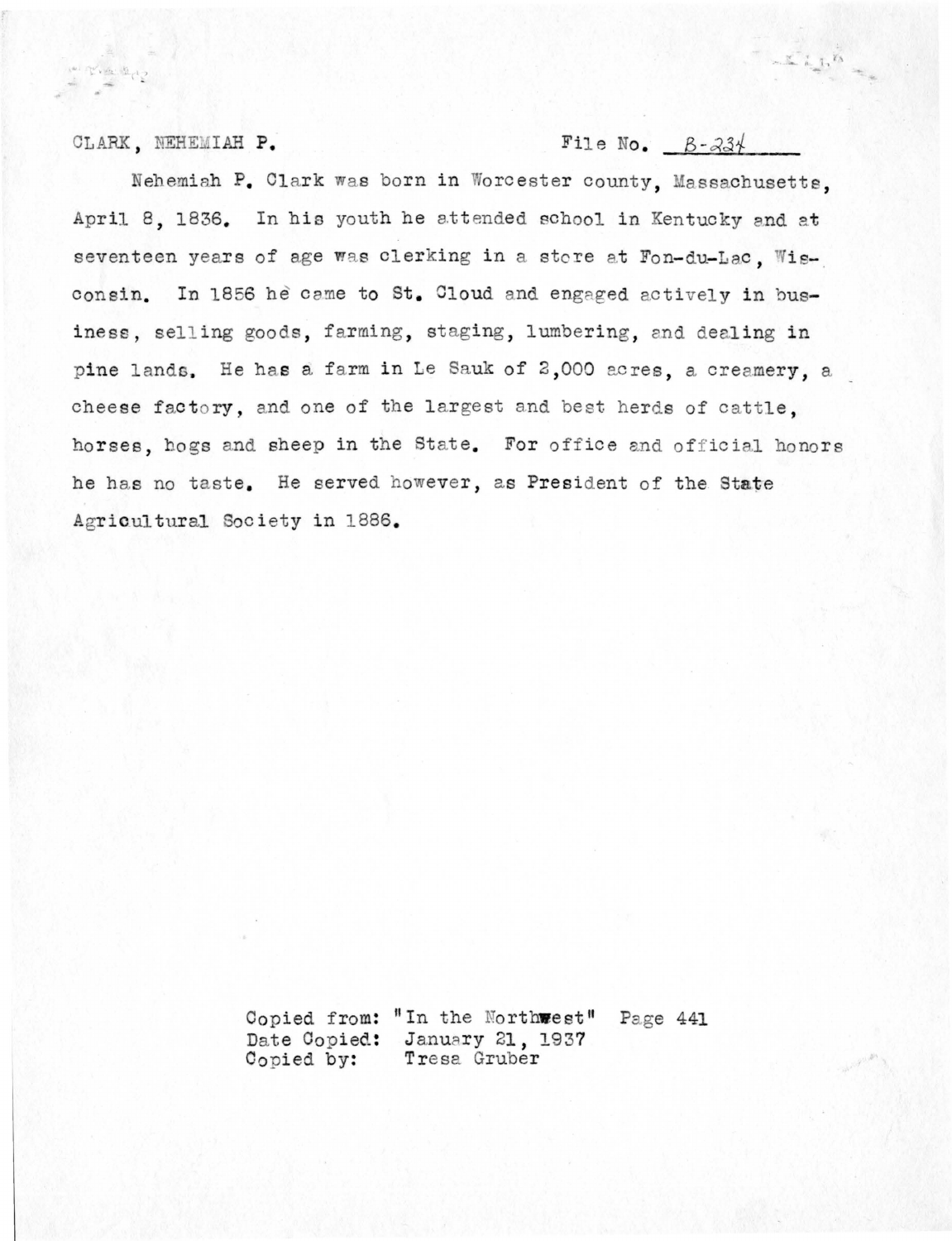CLARK, NEHEMIAH P.                                        File No. B-234

Nehemiah P. Clark was born in Worcester county, Massachusetts, April 8, 1836. In his youth he attended school in Kentucky and at seventeen years of age was clerking in a store at Fon-du-Lac, Wisconsin. In 1856 he came to St. Cloud and engaged actively in business, selling goods, farming, staging, lumbering, and dealing in pine lands. He has a farm in Le Sauk of 2,000 acres, a creamery, a cheese factory, and one of the largest and best herds of cattle, horses, hogs and sheep in the State. For office and official honors he has no taste. He served however, as President of the State Agricultural Society in 1886.

Copied from: "In the Northwest" Page 441
Date Copied: January 21, 1937
Copied by: Tresa Gruber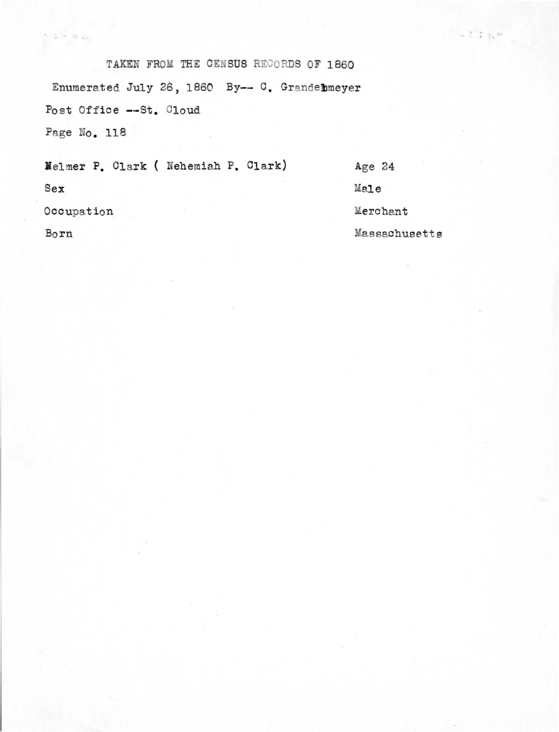TAKEN FROM THE CENSUS RECORDS OF 1860

Enumerated July 26, 1860 By-- C. Grandelmeyer

Post Office --St. Cloud

Page No. 118

| | |
|---|---|
| Nelmer P. Clark ( Nehemiah P. Clark) | Age 24 |
| Sex | Male |
| Occupation | Merchant |
| Born | Massachusetts |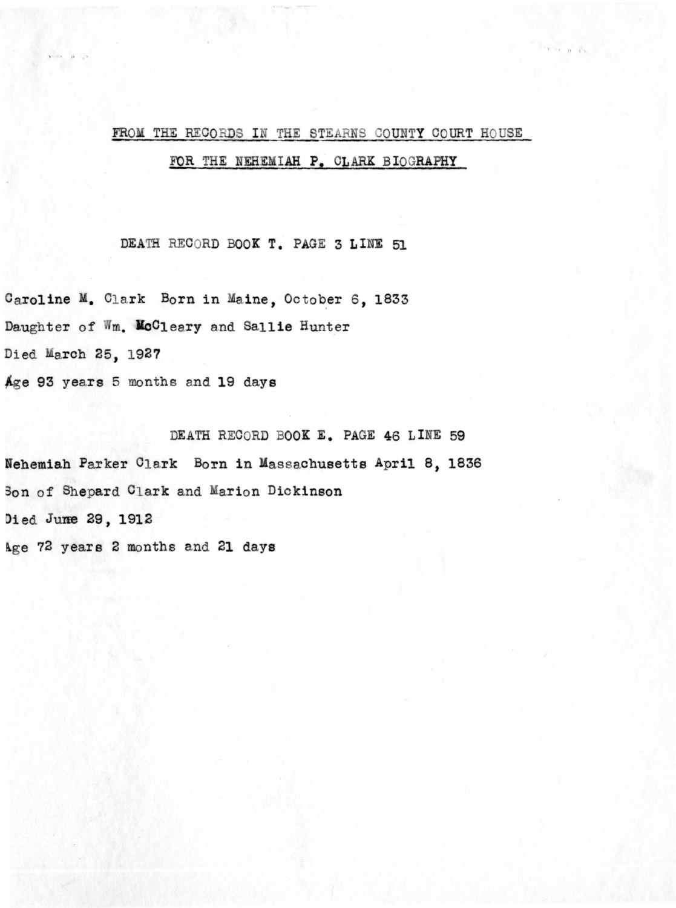FROM THE RECORDS IN THE STEARNS COUNTY COURT HOUSE

FOR THE NEHEMIAH P. CLARK BIOGRAPHY

DEATH RECORD BOOK T. PAGE 3 LINE 51

Caroline M. Clark Born in Maine, October 6, 1833

Daughter of Wm. McCleary and Sallie Hunter

Died March 25, 1927

Age 93 years 5 months and 19 days

DEATH RECORD BOOK E. PAGE 46 LINE 59

Nehemiah Parker Clark Born in Massachusetts April 8, 1836

Son of Shepard Clark and Marion Dickinson

Died June 29, 1912

Age 72 years 2 months and 21 days